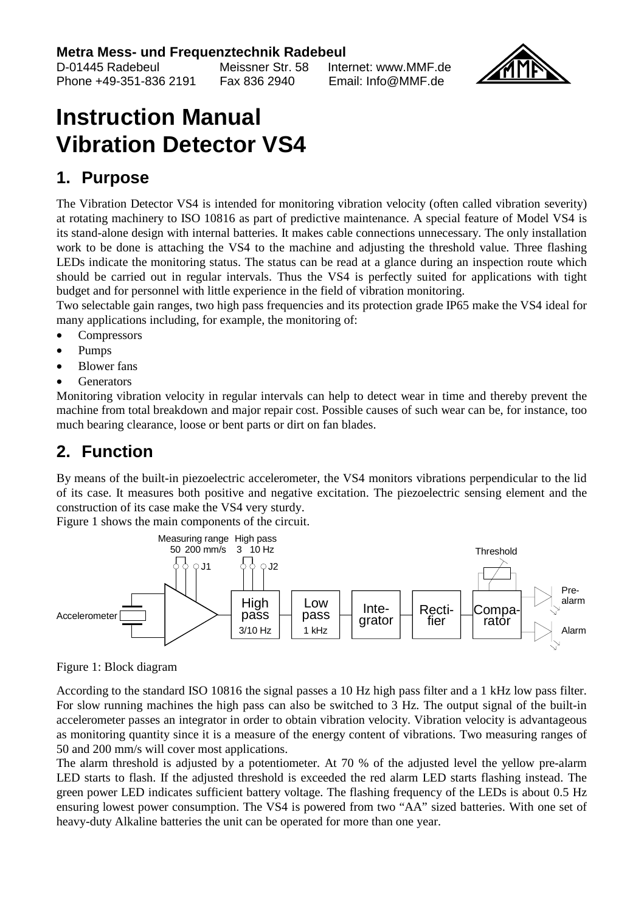**Metra Mess- und Frequenztechnik Radebeul**
D-01445 Radebeul Meissner Str. 58 Internet: www.MMF.de
Phone +49-351-836 2191 Fax 836 2940 Email: Info@MMF.de

# Instruction Manual
# Vibration Detector VS4

## 1. Purpose

The Vibration Detector VS4 is intended for monitoring vibration velocity (often called vibration severity) at rotating machinery to ISO 10816 as part of predictive maintenance. A special feature of Model VS4 is its stand-alone design with internal batteries. It makes cable connections unnecessary. The only installation work to be done is attaching the VS4 to the machine and adjusting the threshold value. Three flashing LEDs indicate the monitoring status. The status can be read at a glance during an inspection route which should be carried out in regular intervals. Thus the VS4 is perfectly suited for applications with tight budget and for personnel with little experience in the field of vibration monitoring.
Two selectable gain ranges, two high pass frequencies and its protection grade IP65 make the VS4 ideal for many applications including, for example, the monitoring of:

- Compressors
- Pumps
- Blower fans
- Generators

Monitoring vibration velocity in regular intervals can help to detect wear in time and thereby prevent the machine from total breakdown and major repair cost. Possible causes of such wear can be, for instance, too much bearing clearance, loose or bent parts or dirt on fan blades.

## 2. Function

By means of the built-in piezoelectric accelerometer, the VS4 monitors vibrations perpendicular to the lid of its case. It measures both positive and negative excitation. The piezoelectric sensing element and the construction of its case make the VS4 very sturdy.
Figure 1 shows the main components of the circuit.

Figure 1: Block diagram

According to the standard ISO 10816 the signal passes a 10 Hz high pass filter and a 1 kHz low pass filter. For slow running machines the high pass can also be switched to 3 Hz. The output signal of the built-in accelerometer passes an integrator in order to obtain vibration velocity. Vibration velocity is advantageous as monitoring quantity since it is a measure of the energy content of vibrations. Two measuring ranges of 50 and 200 mm/s will cover most applications.
The alarm threshold is adjusted by a potentiometer. At 70 % of the adjusted level the yellow pre-alarm LED starts to flash. If the adjusted threshold is exceeded the red alarm LED starts flashing instead. The green power LED indicates sufficient battery voltage. The flashing frequency of the LEDs is about 0.5 Hz ensuring lowest power consumption. The VS4 is powered from two "AA" sized batteries. With one set of heavy-duty Alkaline batteries the unit can be operated for more than one year.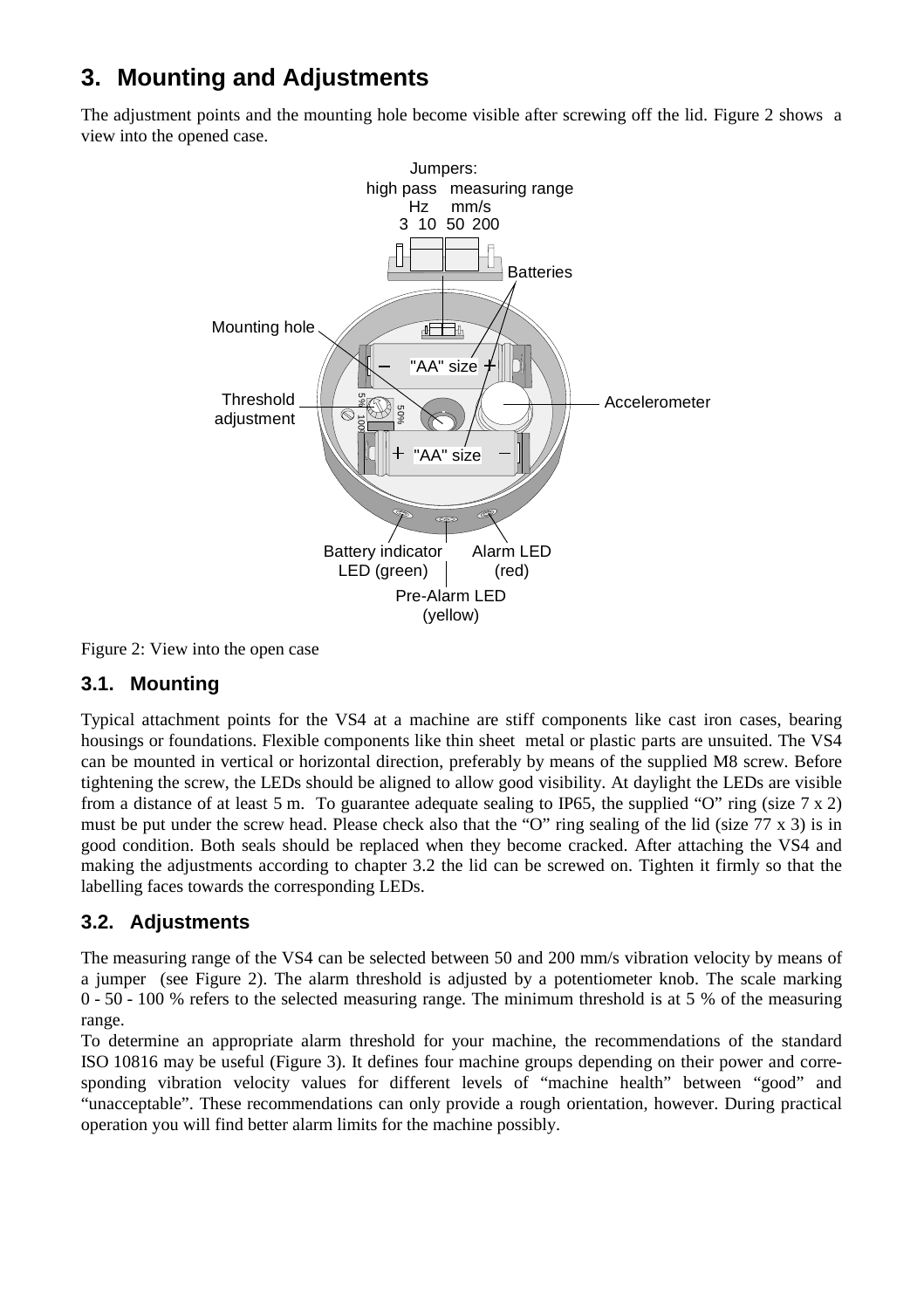# 3. Mounting and Adjustments

The adjustment points and the mounting hole become visible after screwing off the lid. Figure 2 shows a view into the opened case.

Figure 2: View into the open case

## 3.1. Mounting

Typical attachment points for the VS4 at a machine are stiff components like cast iron cases, bearing housings or foundations. Flexible components like thin sheet metal or plastic parts are unsuited. The VS4 can be mounted in vertical or horizontal direction, preferably by means of the supplied M8 screw. Before tightening the screw, the LEDs should be aligned to allow good visibility. At daylight the LEDs are visible from a distance of at least 5 m. To guarantee adequate sealing to IP65, the supplied “O” ring (size 7 x 2) must be put under the screw head. Please check also that the “O” ring sealing of the lid (size 77 x 3) is in good condition. Both seals should be replaced when they become cracked. After attaching the VS4 and making the adjustments according to chapter 3.2 the lid can be screwed on. Tighten it firmly so that the labelling faces towards the corresponding LEDs.

## 3.2. Adjustments

The measuring range of the VS4 can be selected between 50 and 200 mm/s vibration velocity by means of a jumper (see Figure 2). The alarm threshold is adjusted by a potentiometer knob. The scale marking 0 - 50 - 100 % refers to the selected measuring range. The minimum threshold is at 5 % of the measuring range.

To determine an appropriate alarm threshold for your machine, the recommendations of the standard ISO 10816 may be useful (Figure 3). It defines four machine groups depending on their power and corresponding vibration velocity values for different levels of “machine health” between “good” and “unacceptable”. These recommendations can only provide a rough orientation, however. During practical operation you will find better alarm limits for the machine possibly.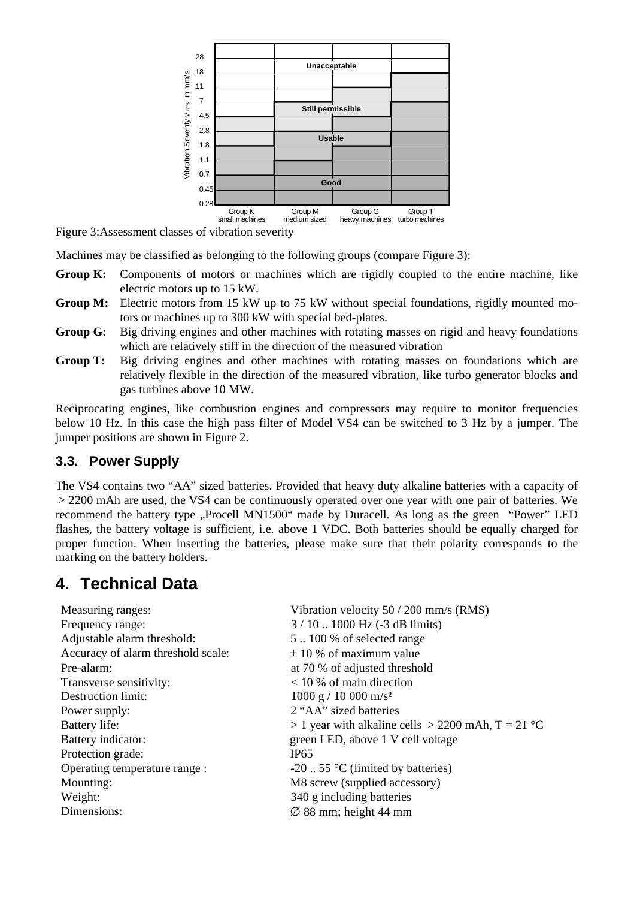Figure 3:Assessment classes of vibration severity

Machines may be classified as belonging to the following groups (compare Figure 3):

**Group K:** Components of motors or machines which are rigidly coupled to the entire machine, like electric motors up to 15 kW.

**Group M:** Electric motors from 15 kW up to 75 kW without special foundations, rigidly mounted motors or machines up to 300 kW with special bed-plates.

**Group G:** Big driving engines and other machines with rotating masses on rigid and heavy foundations which are relatively stiff in the direction of the measured vibration

**Group T:** Big driving engines and other machines with rotating masses on foundations which are relatively flexible in the direction of the measured vibration, like turbo generator blocks and gas turbines above 10 MW.

Reciprocating engines, like combustion engines and compressors may require to monitor frequencies below 10 Hz. In this case the high pass filter of Model VS4 can be switched to 3 Hz by a jumper. The jumper positions are shown in Figure 2.

### 3.3. Power Supply

The VS4 contains two "AA" sized batteries. Provided that heavy duty alkaline batteries with a capacity of > 2200 mAh are used, the VS4 can be continuously operated over one year with one pair of batteries. We recommend the battery type „Procell MN1500" made by Duracell. As long as the green "Power" LED flashes, the battery voltage is sufficient, i.e. above 1 VDC. Both batteries should be equally charged for proper function. When inserting the batteries, please make sure that their polarity corresponds to the marking on the battery holders.

## 4. Technical Data

| | |
|---|---|
| Measuring ranges: | Vibration velocity 50 / 200 mm/s (RMS) |
| Frequency range: | 3 / 10 .. 1000 Hz (-3 dB limits) |
| Adjustable alarm threshold: | 5 .. 100 % of selected range |
| Accuracy of alarm threshold scale: | ± 10 % of maximum value |
| Pre-alarm: | at 70 % of adjusted threshold |
| Transverse sensitivity: | < 10 % of main direction |
| Destruction limit: | 1000 g / 10 000 m/s² |
| Power supply: | 2 "AA" sized batteries |
| Battery life: | > 1 year with alkaline cells > 2200 mAh, T = 21 °C |
| Battery indicator: | green LED, above 1 V cell voltage |
| Protection grade: | IP65 |
| Operating temperature range : | -20 .. 55 °C (limited by batteries) |
| Mounting: | M8 screw (supplied accessory) |
| Weight: | 340 g including batteries |
| Dimensions: | ∅ 88 mm; height 44 mm |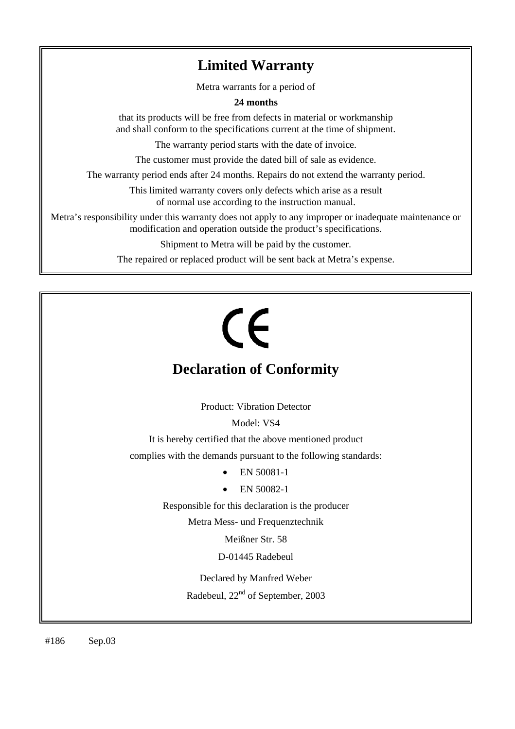## Limited Warranty

Metra warrants for a period of

**24 months**

that its products will be free from defects in material or workmanship
and shall conform to the specifications current at the time of shipment.

The warranty period starts with the date of invoice.

The customer must provide the dated bill of sale as evidence.

The warranty period ends after 24 months. Repairs do not extend the warranty period.

This limited warranty covers only defects which arise as a result
of normal use according to the instruction manual.

Metra's responsibility under this warranty does not apply to any improper or inadequate maintenance or modification and operation outside the product's specifications.

Shipment to Metra will be paid by the customer.

The repaired or replaced product will be sent back at Metra's expense.

CE

## Declaration of Conformity

Product: Vibration Detector

Model: VS4

It is hereby certified that the above mentioned product

complies with the demands pursuant to the following standards:

- EN 50081-1
- EN 50082-1

Responsible for this declaration is the producer

Metra Mess- und Frequenztechnik

Meißner Str. 58

D-01445 Radebeul

Declared by Manfred Weber

Radebeul, 22nd of September, 2003

#186 Sep.03